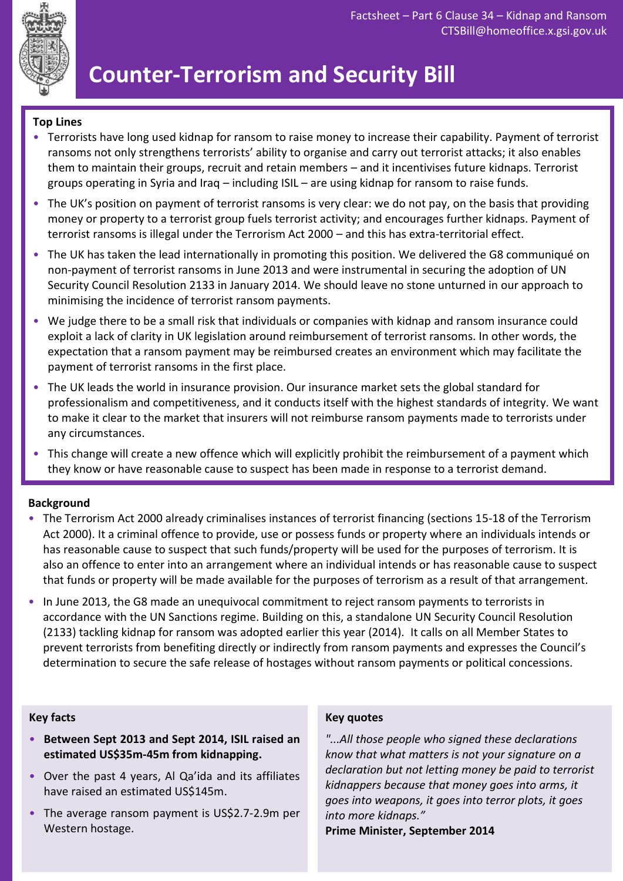Factsheet – Part 6 Clause 34 – Kidnap and Ransom
CTSBill@homeoffice.x.gsi.gov.uk

# Counter-Terrorism and Security Bill

## Top Lines

- Terrorists have long used kidnap for ransom to raise money to increase their capability. Payment of terrorist ransoms not only strengthens terrorists' ability to organise and carry out terrorist attacks; it also enables them to maintain their groups, recruit and retain members – and it incentivises future kidnaps. Terrorist groups operating in Syria and Iraq – including ISIL – are using kidnap for ransom to raise funds.
- The UK's position on payment of terrorist ransoms is very clear: we do not pay, on the basis that providing money or property to a terrorist group fuels terrorist activity; and encourages further kidnaps. Payment of terrorist ransoms is illegal under the Terrorism Act 2000 – and this has extra-territorial effect.
- The UK has taken the lead internationally in promoting this position. We delivered the G8 communiqué on non-payment of terrorist ransoms in June 2013 and were instrumental in securing the adoption of UN Security Council Resolution 2133 in January 2014. We should leave no stone unturned in our approach to minimising the incidence of terrorist ransom payments.
- We judge there to be a small risk that individuals or companies with kidnap and ransom insurance could exploit a lack of clarity in UK legislation around reimbursement of terrorist ransoms. In other words, the expectation that a ransom payment may be reimbursed creates an environment which may facilitate the payment of terrorist ransoms in the first place.
- The UK leads the world in insurance provision. Our insurance market sets the global standard for professionalism and competitiveness, and it conducts itself with the highest standards of integrity. We want to make it clear to the market that insurers will not reimburse ransom payments made to terrorists under any circumstances.
- This change will create a new offence which will explicitly prohibit the reimbursement of a payment which they know or have reasonable cause to suspect has been made in response to a terrorist demand.

## Background

- The Terrorism Act 2000 already criminalises instances of terrorist financing (sections 15-18 of the Terrorism Act 2000). It a criminal offence to provide, use or possess funds or property where an individuals intends or has reasonable cause to suspect that such funds/property will be used for the purposes of terrorism. It is also an offence to enter into an arrangement where an individual intends or has reasonable cause to suspect that funds or property will be made available for the purposes of terrorism as a result of that arrangement.
- In June 2013, the G8 made an unequivocal commitment to reject ransom payments to terrorists in accordance with the UN Sanctions regime. Building on this, a standalone UN Security Council Resolution (2133) tackling kidnap for ransom was adopted earlier this year (2014). It calls on all Member States to prevent terrorists from benefiting directly or indirectly from ransom payments and expresses the Council's determination to secure the safe release of hostages without ransom payments or political concessions.

## Key facts

- **Between Sept 2013 and Sept 2014, ISIL raised an estimated US$35m-45m from kidnapping.**
- Over the past 4 years, Al Qa'ida and its affiliates have raised an estimated US$145m.
- The average ransom payment is US$2.7-2.9m per Western hostage.

## Key quotes

*"...All those people who signed these declarations know that what matters is not your signature on a declaration but not letting money be paid to terrorist kidnappers because that money goes into arms, it goes into weapons, it goes into terror plots, it goes into more kidnaps."*

**Prime Minister, September 2014**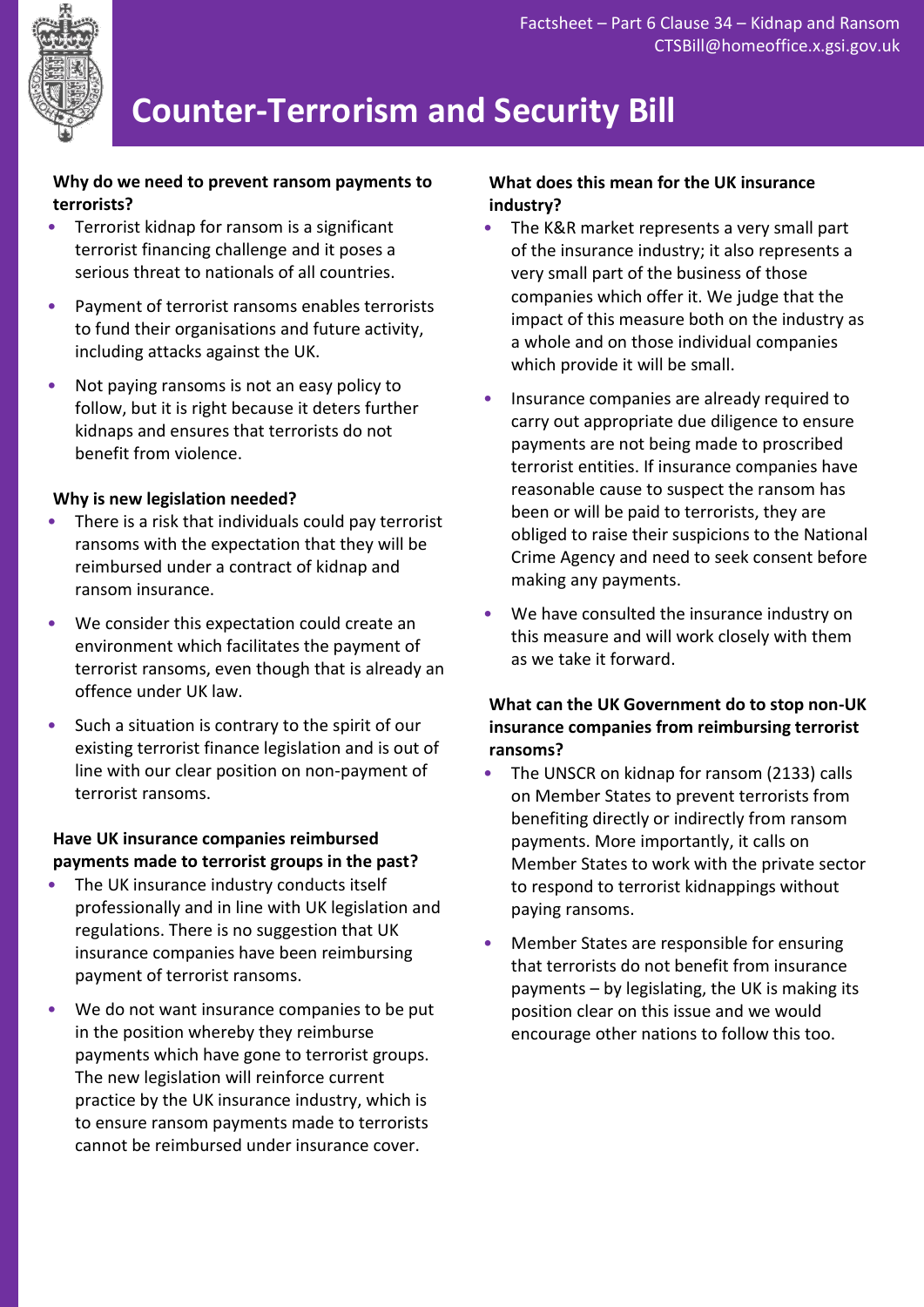# Counter-Terrorism and Security Bill

Factsheet – Part 6 Clause 34 – Kidnap and Ransom
CTSBill@homeoffice.x.gsi.gov.uk

**Why do we need to prevent ransom payments to terrorists?**

- Terrorist kidnap for ransom is a significant terrorist financing challenge and it poses a serious threat to nationals of all countries.
- Payment of terrorist ransoms enables terrorists to fund their organisations and future activity, including attacks against the UK.
- Not paying ransoms is not an easy policy to follow, but it is right because it deters further kidnaps and ensures that terrorists do not benefit from violence.

**Why is new legislation needed?**

- There is a risk that individuals could pay terrorist ransoms with the expectation that they will be reimbursed under a contract of kidnap and ransom insurance.
- We consider this expectation could create an environment which facilitates the payment of terrorist ransoms, even though that is already an offence under UK law.
- Such a situation is contrary to the spirit of our existing terrorist finance legislation and is out of line with our clear position on non-payment of terrorist ransoms.

**Have UK insurance companies reimbursed payments made to terrorist groups in the past?**

- The UK insurance industry conducts itself professionally and in line with UK legislation and regulations. There is no suggestion that UK insurance companies have been reimbursing payment of terrorist ransoms.
- We do not want insurance companies to be put in the position whereby they reimburse payments which have gone to terrorist groups. The new legislation will reinforce current practice by the UK insurance industry, which is to ensure ransom payments made to terrorists cannot be reimbursed under insurance cover.

**What does this mean for the UK insurance industry?**

- The K&R market represents a very small part of the insurance industry; it also represents a very small part of the business of those companies which offer it. We judge that the impact of this measure both on the industry as a whole and on those individual companies which provide it will be small.
- Insurance companies are already required to carry out appropriate due diligence to ensure payments are not being made to proscribed terrorist entities. If insurance companies have reasonable cause to suspect the ransom has been or will be paid to terrorists, they are obliged to raise their suspicions to the National Crime Agency and need to seek consent before making any payments.
- We have consulted the insurance industry on this measure and will work closely with them as we take it forward.

**What can the UK Government do to stop non-UK insurance companies from reimbursing terrorist ransoms?**

- The UNSCR on kidnap for ransom (2133) calls on Member States to prevent terrorists from benefiting directly or indirectly from ransom payments. More importantly, it calls on Member States to work with the private sector to respond to terrorist kidnappings without paying ransoms.
- Member States are responsible for ensuring that terrorists do not benefit from insurance payments – by legislating, the UK is making its position clear on this issue and we would encourage other nations to follow this too.